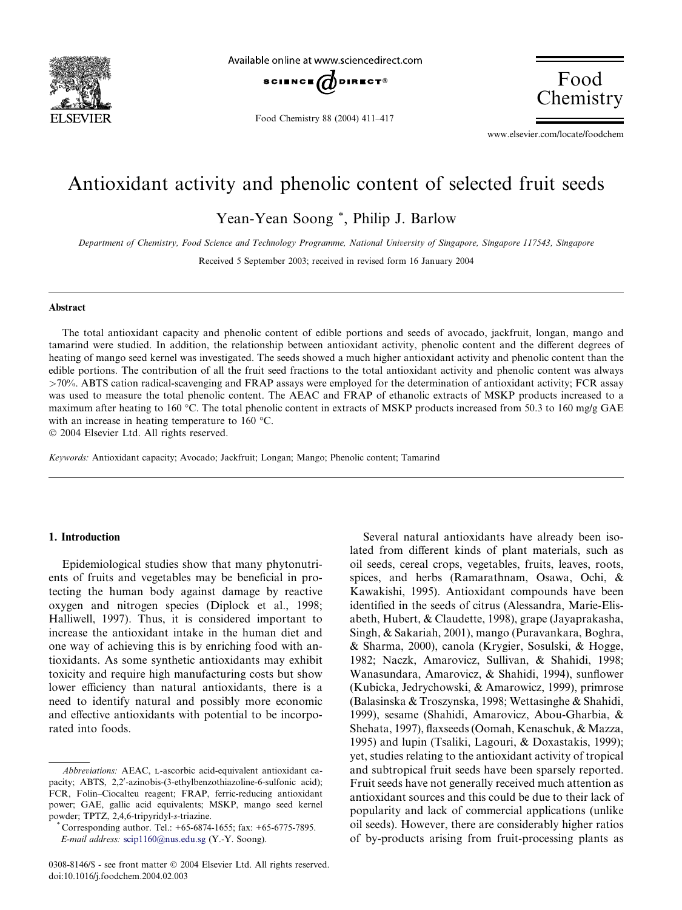# Antioxidant activity and phenolic content of selected fruit seeds

Yean-Yean Soong *, Philip J. Barlow

*Department of Chemistry, Food Science and Technology Programme, National University of Singapore, Singapore 117543, Singapore*

Received 5 September 2003; received in revised form 16 January 2004

## Abstract

The total antioxidant capacity and phenolic content of edible portions and seeds of avocado, jackfruit, longan, mango and tamarind were studied. In addition, the relationship between antioxidant activity, phenolic content and the different degrees of heating of mango seed kernel was investigated. The seeds showed a much higher antioxidant activity and phenolic content than the edible portions. The contribution of all the fruit seed fractions to the total antioxidant activity and phenolic content was always >70%. ABTS cation radical-scavenging and FRAP assays were employed for the determination of antioxidant activity; FCR assay was used to measure the total phenolic content. The AEAC and FRAP of ethanolic extracts of MSKP products increased to a maximum after heating to 160 °C. The total phenolic content in extracts of MSKP products increased from 50.3 to 160 mg/g GAE with an increase in heating temperature to 160 °C.

© 2004 Elsevier Ltd. All rights reserved.

*Keywords:* Antioxidant capacity; Avocado; Jackfruit; Longan; Mango; Phenolic content; Tamarind

## 1. Introduction

Epidemiological studies show that many phytonutrients of fruits and vegetables may be beneficial in protecting the human body against damage by reactive oxygen and nitrogen species (Diplock et al., 1998; Halliwell, 1997). Thus, it is considered important to increase the antioxidant intake in the human diet and one way of achieving this is by enriching food with antioxidants. As some synthetic antioxidants may exhibit toxicity and require high manufacturing costs but show lower efficiency than natural antioxidants, there is a need to identify natural and possibly more economic and effective antioxidants with potential to be incorporated into foods.

Several natural antioxidants have already been isolated from different kinds of plant materials, such as oil seeds, cereal crops, vegetables, fruits, leaves, roots, spices, and herbs (Ramarathnam, Osawa, Ochi, & Kawakishi, 1995). Antioxidant compounds have been identified in the seeds of citrus (Alessandra, Marie-Elisabeth, Hubert, & Claudette, 1998), grape (Jayaprakasha, Singh, & Sakariah, 2001), mango (Puravankara, Boghra, & Sharma, 2000), canola (Krygier, Sosulski, & Hogge, 1982; Naczk, Amarovicz, Sullivan, & Shahidi, 1998; Wanasundara, Amarovicz, & Shahidi, 1994), sunflower (Kubicka, Jedrychowski, & Amarowicz, 1999), primrose (Balasinska & Troszynska, 1998; Wettasinghe & Shahidi, 1999), sesame (Shahidi, Amarovicz, Abou-Gharbia, & Shehata, 1997), flaxseeds (Oomah, Kenaschuk, & Mazza, 1995) and lupin (Tsaliki, Lagouri, & Doxastakis, 1999); yet, studies relating to the antioxidant activity of tropical and subtropical fruit seeds have been sparsely reported. Fruit seeds have not generally received much attention as antioxidant sources and this could be due to their lack of popularity and lack of commercial applications (unlike oil seeds). However, there are considerably higher ratios of by-products arising from fruit-processing plants as

---

*Abbreviations:* AEAC, L-ascorbic acid-equivalent antioxidant capacity; ABTS, 2,2′-azinobis-(3-ethylbenzothiazoline-6-sulfonic acid); FCR, Folin–Ciocalteu reagent; FRAP, ferric-reducing antioxidant power; GAE, gallic acid equivalents; MSKP, mango seed kernel powder; TPTZ, 2,4,6-tripyridyl-*s*-triazine.

\* Corresponding author. Tel.: +65-6874-1655; fax: +65-6775-7895. *E-mail address:* scip1160@nus.edu.sg (Y.-Y. Soong).

0308-8146/$ - see front matter © 2004 Elsevier Ltd. All rights reserved.
doi:10.1016/j.foodchem.2004.02.003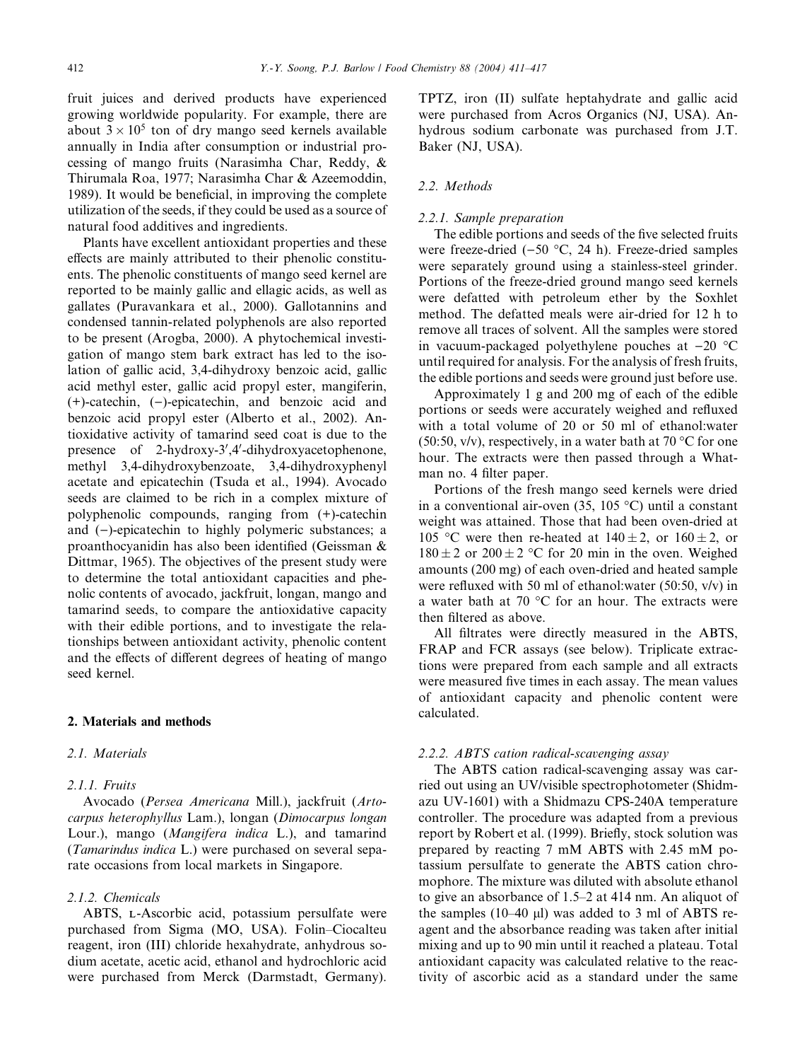fruit juices and derived products have experienced growing worldwide popularity. For example, there are about $3 \times 10^5$ ton of dry mango seed kernels available annually in India after consumption or industrial processing of mango fruits (Narasimha Char, Reddy, & Thirumala Roa, 1977; Narasimha Char & Azeemoddin, 1989). It would be beneficial, in improving the complete utilization of the seeds, if they could be used as a source of natural food additives and ingredients.

Plants have excellent antioxidant properties and these effects are mainly attributed to their phenolic constituents. The phenolic constituents of mango seed kernel are reported to be mainly gallic and ellagic acids, as well as gallates (Puravankara et al., 2000). Gallotannins and condensed tannin-related polyphenols are also reported to be present (Arogba, 2000). A phytochemical investigation of mango stem bark extract has led to the isolation of gallic acid, 3,4-dihydroxy benzoic acid, gallic acid methyl ester, gallic acid propyl ester, mangiferin, (+)-catechin, (−)-epicatechin, and benzoic acid and benzoic acid propyl ester (Alberto et al., 2002). Antioxidative activity of tamarind seed coat is due to the presence of 2-hydroxy-3′,4′-dihydroxyacetophenone, methyl 3,4-dihydroxybenzoate, 3,4-dihydroxyphenyl acetate and epicatechin (Tsuda et al., 1994). Avocado seeds are claimed to be rich in a complex mixture of polyphenolic compounds, ranging from (+)-catechin and (−)-epicatechin to highly polymeric substances; a proanthocyanidin has also been identified (Geissman & Dittmar, 1965). The objectives of the present study were to determine the total antioxidant capacities and phenolic contents of avocado, jackfruit, longan, mango and tamarind seeds, to compare the antioxidative capacity with their edible portions, and to investigate the relationships between antioxidant activity, phenolic content and the effects of different degrees of heating of mango seed kernel.

## 2. Materials and methods

### 2.1. Materials

#### 2.1.1. Fruits

Avocado (*Persea Americana* Mill.), jackfruit (*Artocarpus heterophyllus* Lam.), longan (*Dimocarpus longan* Lour.), mango (*Mangifera indica* L.), and tamarind (*Tamarindus indica* L.) were purchased on several separate occasions from local markets in Singapore.

#### 2.1.2. Chemicals

ABTS, L-Ascorbic acid, potassium persulfate were purchased from Sigma (MO, USA). Folin–Ciocalteu reagent, iron (III) chloride hexahydrate, anhydrous sodium acetate, acetic acid, ethanol and hydrochloric acid were purchased from Merck (Darmstadt, Germany). TPTZ, iron (II) sulfate heptahydrate and gallic acid were purchased from Acros Organics (NJ, USA). Anhydrous sodium carbonate was purchased from J.T. Baker (NJ, USA).

### 2.2. Methods

#### 2.2.1. Sample preparation

The edible portions and seeds of the five selected fruits were freeze-dried (−50 °C, 24 h). Freeze-dried samples were separately ground using a stainless-steel grinder. Portions of the freeze-dried ground mango seed kernels were defatted with petroleum ether by the Soxhlet method. The defatted meals were air-dried for 12 h to remove all traces of solvent. All the samples were stored in vacuum-packaged polyethylene pouches at −20 °C until required for analysis. For the analysis of fresh fruits, the edible portions and seeds were ground just before use.

Approximately 1 g and 200 mg of each of the edible portions or seeds were accurately weighed and refluxed with a total volume of 20 or 50 ml of ethanol:water (50:50, v/v), respectively, in a water bath at 70 °C for one hour. The extracts were then passed through a Whatman no. 4 filter paper.

Portions of the fresh mango seed kernels were dried in a conventional air-oven (35, 105 °C) until a constant weight was attained. Those that had been oven-dried at 105 °C were then re-heated at $140 \pm 2$, or $160 \pm 2$, or $180 \pm 2$ or $200 \pm 2$ °C for 20 min in the oven. Weighed amounts (200 mg) of each oven-dried and heated sample were refluxed with 50 ml of ethanol:water (50:50, v/v) in a water bath at 70 °C for an hour. The extracts were then filtered as above.

All filtrates were directly measured in the ABTS, FRAP and FCR assays (see below). Triplicate extractions were prepared from each sample and all extracts were measured five times in each assay. The mean values of antioxidant capacity and phenolic content were calculated.

#### 2.2.2. ABTS cation radical-scavenging assay

The ABTS cation radical-scavenging assay was carried out using an UV/visible spectrophotometer (Shidmazu UV-1601) with a Shidmazu CPS-240A temperature controller. The procedure was adapted from a previous report by Robert et al. (1999). Briefly, stock solution was prepared by reacting 7 mM ABTS with 2.45 mM potassium persulfate to generate the ABTS cation chromophore. The mixture was diluted with absolute ethanol to give an absorbance of 1.5–2 at 414 nm. An aliquot of the samples (10–40 μl) was added to 3 ml of ABTS reagent and the absorbance reading was taken after initial mixing and up to 90 min until it reached a plateau. Total antioxidant capacity was calculated relative to the reactivity of ascorbic acid as a standard under the same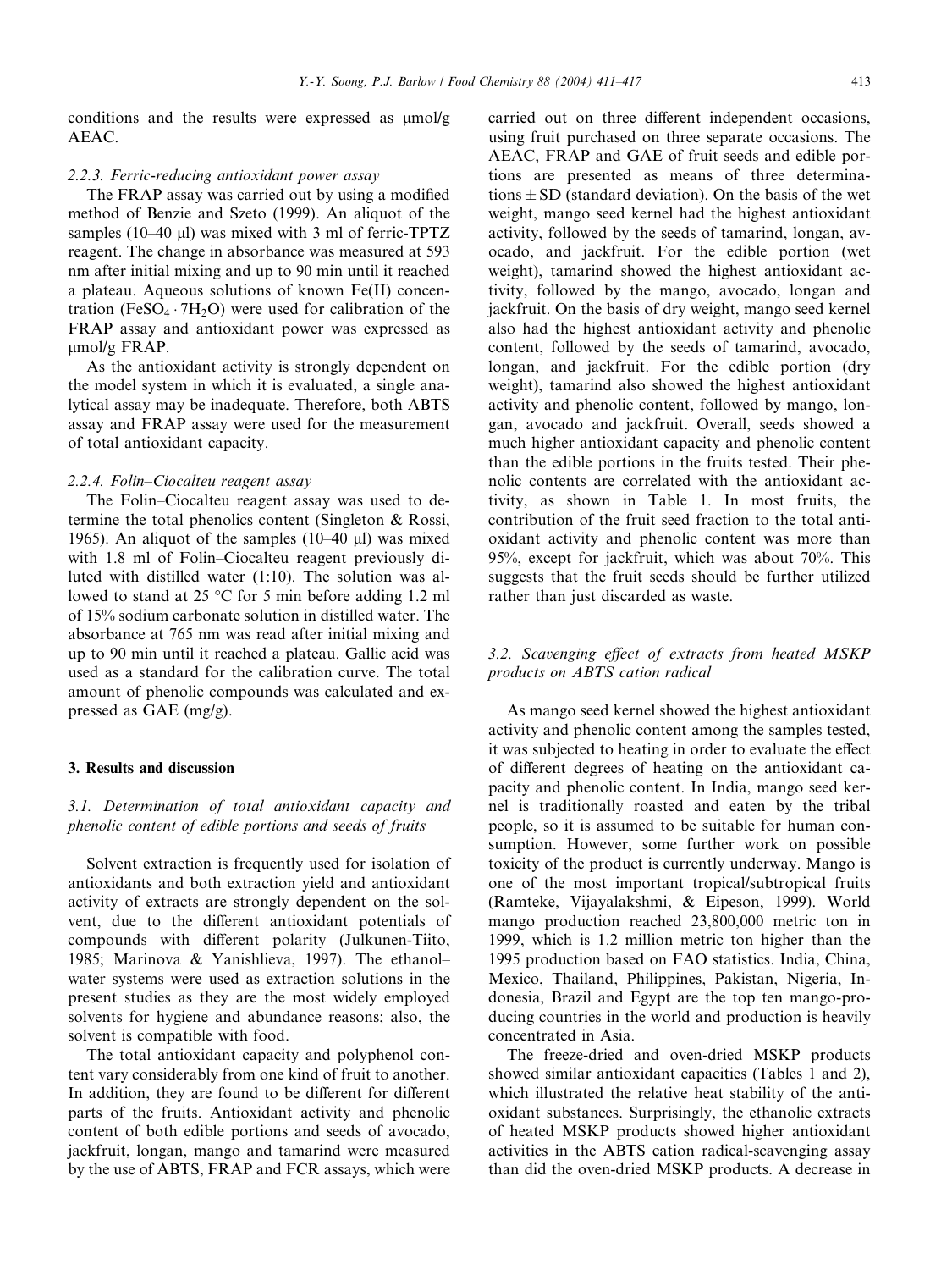conditions and the results were expressed as μmol/g AEAC.

### 2.2.3. Ferric-reducing antioxidant power assay

The FRAP assay was carried out by using a modified method of Benzie and Szeto (1999). An aliquot of the samples (10–40 μl) was mixed with 3 ml of ferric-TPTZ reagent. The change in absorbance was measured at 593 nm after initial mixing and up to 90 min until it reached a plateau. Aqueous solutions of known Fe(II) concentration ($FeSO_4 \cdot 7H_2O$) were used for calibration of the FRAP assay and antioxidant power was expressed as μmol/g FRAP.

As the antioxidant activity is strongly dependent on the model system in which it is evaluated, a single analytical assay may be inadequate. Therefore, both ABTS assay and FRAP assay were used for the measurement of total antioxidant capacity.

### 2.2.4. Folin–Ciocalteu reagent assay

The Folin–Ciocalteu reagent assay was used to determine the total phenolics content (Singleton & Rossi, 1965). An aliquot of the samples (10–40 μl) was mixed with 1.8 ml of Folin–Ciocalteu reagent previously diluted with distilled water (1:10). The solution was allowed to stand at 25 °C for 5 min before adding 1.2 ml of 15% sodium carbonate solution in distilled water. The absorbance at 765 nm was read after initial mixing and up to 90 min until it reached a plateau. Gallic acid was used as a standard for the calibration curve. The total amount of phenolic compounds was calculated and expressed as GAE (mg/g).

## 3. Results and discussion

### 3.1. Determination of total antioxidant capacity and phenolic content of edible portions and seeds of fruits

Solvent extraction is frequently used for isolation of antioxidants and both extraction yield and antioxidant activity of extracts are strongly dependent on the solvent, due to the different antioxidant potentials of compounds with different polarity (Julkunen-Tiito, 1985; Marinova & Yanishlieva, 1997). The ethanol–water systems were used as extraction solutions in the present studies as they are the most widely employed solvents for hygiene and abundance reasons; also, the solvent is compatible with food.

The total antioxidant capacity and polyphenol content vary considerably from one kind of fruit to another. In addition, they are found to be different for different parts of the fruits. Antioxidant activity and phenolic content of both edible portions and seeds of avocado, jackfruit, longan, mango and tamarind were measured by the use of ABTS, FRAP and FCR assays, which were carried out on three different independent occasions, using fruit purchased on three separate occasions. The AEAC, FRAP and GAE of fruit seeds and edible portions are presented as means of three determinations ± SD (standard deviation). On the basis of the wet weight, mango seed kernel had the highest antioxidant activity, followed by the seeds of tamarind, longan, avocado, and jackfruit. For the edible portion (wet weight), tamarind showed the highest antioxidant activity, followed by the mango, avocado, longan and jackfruit. On the basis of dry weight, mango seed kernel also had the highest antioxidant activity and phenolic content, followed by the seeds of tamarind, avocado, longan, and jackfruit. For the edible portion (dry weight), tamarind also showed the highest antioxidant activity and phenolic content, followed by mango, longan, avocado and jackfruit. Overall, seeds showed a much higher antioxidant capacity and phenolic content than the edible portions in the fruits tested. Their phenolic contents are correlated with the antioxidant activity, as shown in Table 1. In most fruits, the contribution of the fruit seed fraction to the total antioxidant activity and phenolic content was more than 95%, except for jackfruit, which was about 70%. This suggests that the fruit seeds should be further utilized rather than just discarded as waste.

### 3.2. Scavenging effect of extracts from heated MSKP products on ABTS cation radical

As mango seed kernel showed the highest antioxidant activity and phenolic content among the samples tested, it was subjected to heating in order to evaluate the effect of different degrees of heating on the antioxidant capacity and phenolic content. In India, mango seed kernel is traditionally roasted and eaten by the tribal people, so it is assumed to be suitable for human consumption. However, some further work on possible toxicity of the product is currently underway. Mango is one of the most important tropical/subtropical fruits (Ramteke, Vijayalakshmi, & Eipeson, 1999). World mango production reached 23,800,000 metric ton in 1999, which is 1.2 million metric ton higher than the 1995 production based on FAO statistics. India, China, Mexico, Thailand, Philippines, Pakistan, Nigeria, Indonesia, Brazil and Egypt are the top ten mango-producing countries in the world and production is heavily concentrated in Asia.

The freeze-dried and oven-dried MSKP products showed similar antioxidant capacities (Tables 1 and 2), which illustrated the relative heat stability of the antioxidant substances. Surprisingly, the ethanolic extracts of heated MSKP products showed higher antioxidant activities in the ABTS cation radical-scavenging assay than did the oven-dried MSKP products. A decrease in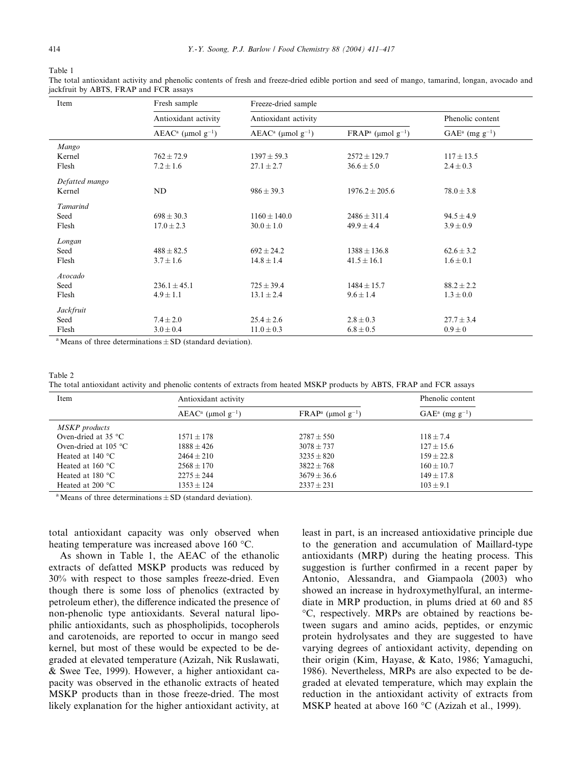Table 1

The total antioxidant activity and phenolic contents of fresh and freeze-dried edible portion and seed of mango, tamarind, longan, avocado and jackfruit by ABTS, FRAP and FCR assays

| Item | Fresh sample | Freeze-dried sample | | |
|---|---|---|---|---|
| | Antioxidant activity | Antioxidant activity | | Phenolic content |
| | AEAC[a] (μmol g$^{-1}$) | AEAC[a] (μmol g$^{-1}$) | FRAP[a] (μmol g$^{-1}$) | GAE[a] (mg g$^{-1}$) |
| *Mango* | | | | |
| Kernel | 762 ± 72.9 | 1397 ± 59.3 | 2572 ± 129.7 | 117 ± 13.5 |
| Flesh | 7.2 ± 1.6 | 27.1 ± 2.7 | 36.6 ± 5.0 | 2.4 ± 0.3 |
| *Defatted mango* | | | | |
| Kernel | ND | 986 ± 39.3 | 1976.2 ± 205.6 | 78.0 ± 3.8 |
| *Tamarind* | | | | |
| Seed | 698 ± 30.3 | 1160 ± 140.0 | 2486 ± 311.4 | 94.5 ± 4.9 |
| Flesh | 17.0 ± 2.3 | 30.0 ± 1.0 | 49.9 ± 4.4 | 3.9 ± 0.9 |
| *Longan* | | | | |
| Seed | 488 ± 82.5 | 692 ± 24.2 | 1388 ± 136.8 | 62.6 ± 3.2 |
| Flesh | 3.7 ± 1.6 | 14.8 ± 1.4 | 41.5 ± 16.1 | 1.6 ± 0.1 |
| *Avocado* | | | | |
| Seed | 236.1 ± 45.1 | 725 ± 39.4 | 1484 ± 15.7 | 88.2 ± 2.2 |
| Flesh | 4.9 ± 1.1 | 13.1 ± 2.4 | 9.6 ± 1.4 | 1.3 ± 0.0 |
| *Jackfruit* | | | | |
| Seed | 7.4 ± 2.0 | 25.4 ± 2.6 | 2.8 ± 0.3 | 27.7 ± 3.4 |
| Flesh | 3.0 ± 0.4 | 11.0 ± 0.3 | 6.8 ± 0.5 | 0.9 ± 0 |

[a] Means of three determinations ± SD (standard deviation).

Table 2

The total antioxidant activity and phenolic contents of extracts from heated MSKP products by ABTS, FRAP and FCR assays

| Item | Antioxidant activity | | Phenolic content |
|---|---|---|---|
| | AEAC[a] (μmol g$^{-1}$) | FRAP[a] (μmol g$^{-1}$) | GAE[a] (mg g$^{-1}$) |
| *MSKP products* | | | |
| Oven-dried at 35 °C | 1571 ± 178 | 2787 ± 550 | 118 ± 7.4 |
| Oven-dried at 105 °C | 1888 ± 426 | 3078 ± 737 | 127 ± 15.6 |
| Heated at 140 °C | 2464 ± 210 | 3235 ± 820 | 159 ± 22.8 |
| Heated at 160 °C | 2568 ± 170 | 3822 ± 768 | 160 ± 10.7 |
| Heated at 180 °C | 2275 ± 244 | 3679 ± 36.6 | 149 ± 17.8 |
| Heated at 200 °C | 1353 ± 124 | 2337 ± 231 | 103 ± 9.1 |

[a] Means of three determinations ± SD (standard deviation).

total antioxidant capacity was only observed when heating temperature was increased above 160 °C.

As shown in Table 1, the AEAC of the ethanolic extracts of defatted MSKP products was reduced by 30% with respect to those samples freeze-dried. Even though there is some loss of phenolics (extracted by petroleum ether), the difference indicated the presence of non-phenolic type antioxidants. Several natural lipophilic antioxidants, such as phospholipids, tocopherols and carotenoids, are reported to occur in mango seed kernel, but most of these would be expected to be degraded at elevated temperature (Azizah, Nik Ruslawati, & Swee Tee, 1999). However, a higher antioxidant capacity was observed in the ethanolic extracts of heated MSKP products than in those freeze-dried. The most likely explanation for the higher antioxidant activity, at least in part, is an increased antioxidative principle due to the generation and accumulation of Maillard-type antioxidants (MRP) during the heating process. This suggestion is further confirmed in a recent paper by Antonio, Alessandra, and Giampaola (2003) who showed an increase in hydroxymethylfural, an intermediate in MRP production, in plums dried at 60 and 85 °C, respectively. MRPs are obtained by reactions between sugars and amino acids, peptides, or enzymic protein hydrolysates and they are suggested to have varying degrees of antioxidant activity, depending on their origin (Kim, Hayase, & Kato, 1986; Yamaguchi, 1986). Nevertheless, MRPs are also expected to be degraded at elevated temperature, which may explain the reduction in the antioxidant activity of extracts from MSKP heated at above 160 °C (Azizah et al., 1999).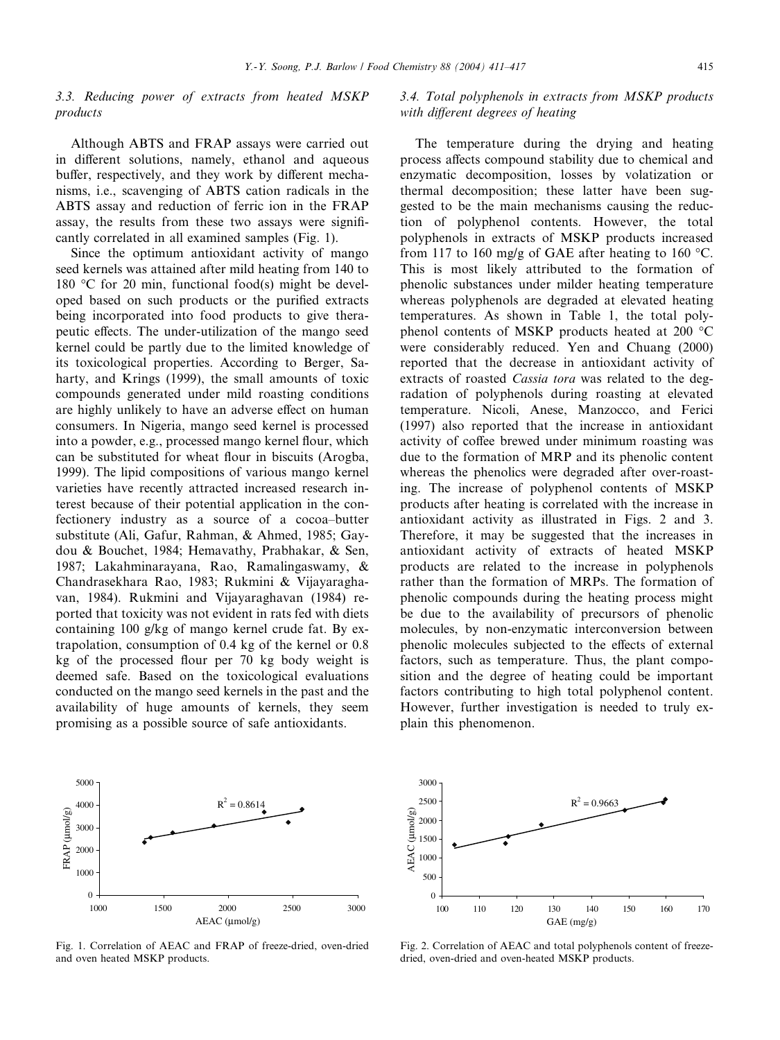### 3.3. Reducing power of extracts from heated MSKP products

Although ABTS and FRAP assays were carried out in different solutions, namely, ethanol and aqueous buffer, respectively, and they work by different mechanisms, i.e., scavenging of ABTS cation radicals in the ABTS assay and reduction of ferric ion in the FRAP assay, the results from these two assays were significantly correlated in all examined samples (Fig. 1).

Since the optimum antioxidant activity of mango seed kernels was attained after mild heating from 140 to 180 °C for 20 min, functional food(s) might be developed based on such products or the purified extracts being incorporated into food products to give therapeutic effects. The under-utilization of the mango seed kernel could be partly due to the limited knowledge of its toxicological properties. According to Berger, Saharty, and Krings (1999), the small amounts of toxic compounds generated under mild roasting conditions are highly unlikely to have an adverse effect on human consumers. In Nigeria, mango seed kernel is processed into a powder, e.g., processed mango kernel flour, which can be substituted for wheat flour in biscuits (Arogba, 1999). The lipid compositions of various mango kernel varieties have recently attracted increased research interest because of their potential application in the confectionery industry as a source of a cocoa–butter substitute (Ali, Gafur, Rahman, & Ahmed, 1985; Gaydou & Bouchet, 1984; Hemavathy, Prabhakar, & Sen, 1987; Lakahminarayana, Rao, Ramalingaswamy, & Chandrasekhara Rao, 1983; Rukmini & Vijayaraghavan, 1984). Rukmini and Vijayaraghavan (1984) reported that toxicity was not evident in rats fed with diets containing 100 g/kg of mango kernel crude fat. By extrapolation, consumption of 0.4 kg of the kernel or 0.8 kg of the processed flour per 70 kg body weight is deemed safe. Based on the toxicological evaluations conducted on the mango seed kernels in the past and the availability of huge amounts of kernels, they seem promising as a possible source of safe antioxidants.

### 3.4. Total polyphenols in extracts from MSKP products with different degrees of heating

The temperature during the drying and heating process affects compound stability due to chemical and enzymatic decomposition, losses by volatization or thermal decomposition; these latter have been suggested to be the main mechanisms causing the reduction of polyphenol contents. However, the total polyphenols in extracts of MSKP products increased from 117 to 160 mg/g of GAE after heating to 160 °C. This is most likely attributed to the formation of phenolic substances under milder heating temperature whereas polyphenols are degraded at elevated heating temperatures. As shown in Table 1, the total polyphenol contents of MSKP products heated at 200 °C were considerably reduced. Yen and Chuang (2000) reported that the decrease in antioxidant activity of extracts of roasted *Cassia tora* was related to the degradation of polyphenols during roasting at elevated temperature. Nicoli, Anese, Manzocco, and Ferici (1997) also reported that the increase in antioxidant activity of coffee brewed under minimum roasting was due to the formation of MRP and its phenolic content whereas the phenolics were degraded after over-roasting. The increase of polyphenol contents of MSKP products after heating is correlated with the increase in antioxidant activity as illustrated in Figs. 2 and 3. Therefore, it may be suggested that the increases in antioxidant activity of extracts of heated MSKP products are related to the increase in polyphenols rather than the formation of MRPs. The formation of phenolic compounds during the heating process might be due to the availability of precursors of phenolic molecules, by non-enzymatic interconversion between phenolic molecules subjected to the effects of external factors, such as temperature. Thus, the plant composition and the degree of heating could be important factors contributing to high total polyphenol content. However, further investigation is needed to truly explain this phenomenon.

Fig. 1. Correlation of AEAC and FRAP of freeze-dried, oven-dried and oven heated MSKP products.

Fig. 2. Correlation of AEAC and total polyphenols content of freeze-dried, oven-dried and oven-heated MSKP products.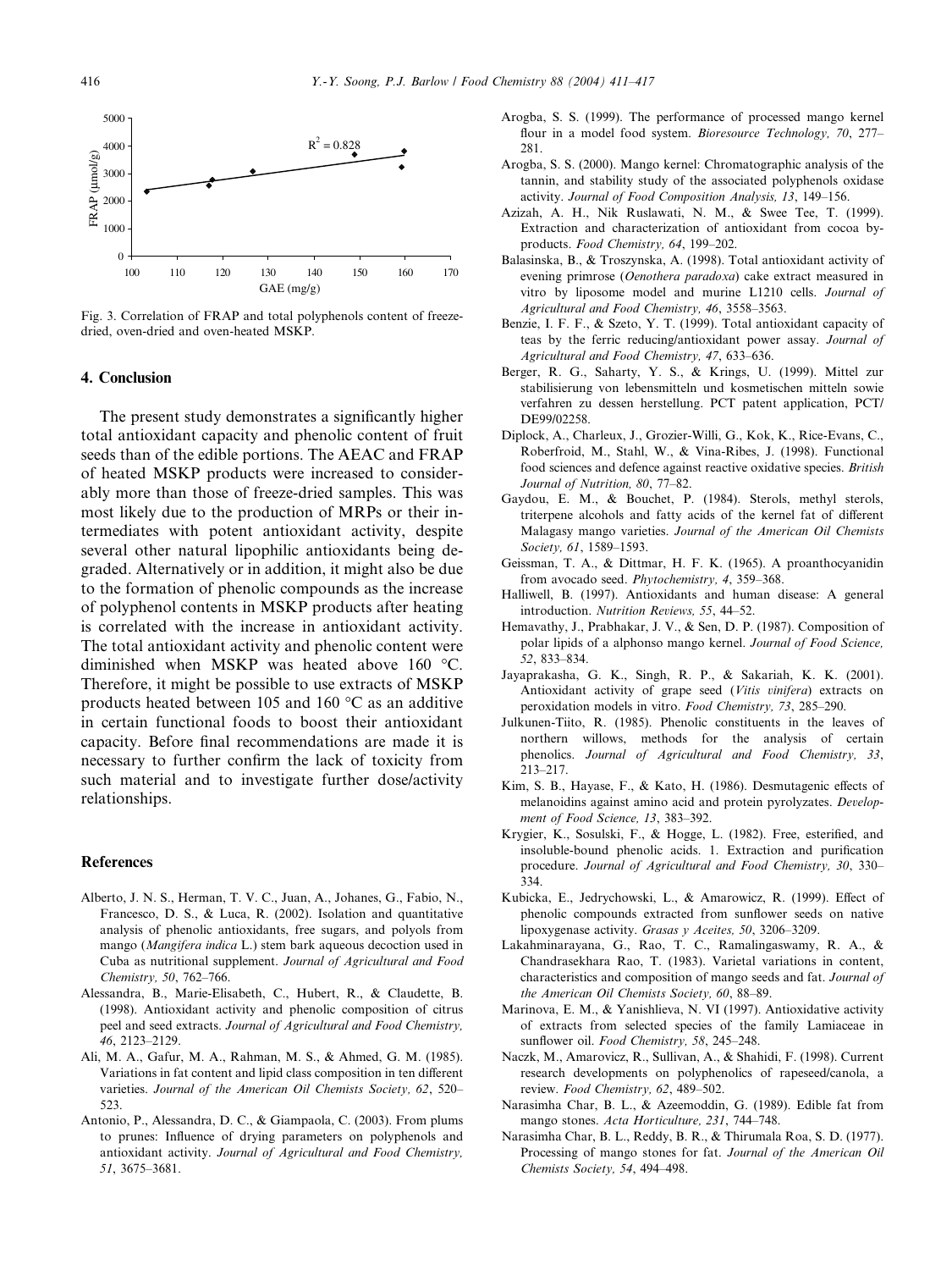Fig. 3. Correlation of FRAP and total polyphenols content of freeze-dried, oven-dried and oven-heated MSKP.

## 4. Conclusion

The present study demonstrates a significantly higher total antioxidant capacity and phenolic content of fruit seeds than of the edible portions. The AEAC and FRAP of heated MSKP products were increased to considerably more than those of freeze-dried samples. This was most likely due to the production of MRPs or their intermediates with potent antioxidant activity, despite several other natural lipophilic antioxidants being degraded. Alternatively or in addition, it might also be due to the formation of phenolic compounds as the increase of polyphenol contents in MSKP products after heating is correlated with the increase in antioxidant activity. The total antioxidant activity and phenolic content were diminished when MSKP was heated above 160 °C. Therefore, it might be possible to use extracts of MSKP products heated between 105 and 160 °C as an additive in certain functional foods to boost their antioxidant capacity. Before final recommendations are made it is necessary to further confirm the lack of toxicity from such material and to investigate further dose/activity relationships.

## References

Alberto, J. N. S., Herman, T. V. C., Juan, A., Johanes, G., Fabio, N., Francesco, D. S., & Luca, R. (2002). Isolation and quantitative analysis of phenolic antioxidants, free sugars, and polyols from mango (*Mangifera indica* L.) stem bark aqueous decoction used in Cuba as nutritional supplement. *Journal of Agricultural and Food Chemistry, 50*, 762–766.

Alessandra, B., Marie-Elisabeth, C., Hubert, R., & Claudette, B. (1998). Antioxidant activity and phenolic composition of citrus peel and seed extracts. *Journal of Agricultural and Food Chemistry, 46*, 2123–2129.

Ali, M. A., Gafur, M. A., Rahman, M. S., & Ahmed, G. M. (1985). Variations in fat content and lipid class composition in ten different varieties. *Journal of the American Oil Chemists Society, 62*, 520–523.

Antonio, P., Alessandra, D. C., & Giampaola, C. (2003). From plums to prunes: Influence of drying parameters on polyphenols and antioxidant activity. *Journal of Agricultural and Food Chemistry, 51*, 3675–3681.

Arogba, S. S. (1999). The performance of processed mango kernel flour in a model food system. *Bioresource Technology, 70*, 277–281.

Arogba, S. S. (2000). Mango kernel: Chromatographic analysis of the tannin, and stability study of the associated polyphenols oxidase activity. *Journal of Food Composition Analysis, 13*, 149–156.

Azizah, A. H., Nik Ruslawati, N. M., & Swee Tee, T. (1999). Extraction and characterization of antioxidant from cocoa by-products. *Food Chemistry, 64*, 199–202.

Balasinska, B., & Troszynska, A. (1998). Total antioxidant activity of evening primrose (*Oenothera paradoxa*) cake extract measured in vitro by liposome model and murine L1210 cells. *Journal of Agricultural and Food Chemistry, 46*, 3558–3563.

Benzie, I. F. F., & Szeto, Y. T. (1999). Total antioxidant capacity of teas by the ferric reducing/antioxidant power assay. *Journal of Agricultural and Food Chemistry, 47*, 633–636.

Berger, R. G., Saharty, Y. S., & Krings, U. (1999). Mittel zur stabilisierung von lebensmitteln und kosmetischen mitteln sowie verfahren zu dessen herstellung. PCT patent application, PCT/DE99/02258.

Diplock, A., Charleux, J., Grozier-Willi, G., Kok, K., Rice-Evans, C., Roberfroid, M., Stahl, W., & Vina-Ribes, J. (1998). Functional food sciences and defence against reactive oxidative species. *British Journal of Nutrition, 80*, 77–82.

Gaydou, E. M., & Bouchet, P. (1984). Sterols, methyl sterols, triterpene alcohols and fatty acids of the kernel fat of different Malagasy mango varieties. *Journal of the American Oil Chemists Society, 61*, 1589–1593.

Geissman, T. A., & Dittmar, H. F. K. (1965). A proanthocyanidin from avocado seed. *Phytochemistry, 4*, 359–368.

Halliwell, B. (1997). Antioxidants and human disease: A general introduction. *Nutrition Reviews, 55*, 44–52.

Hemavathy, J., Prabhakar, J. V., & Sen, D. P. (1987). Composition of polar lipids of a alphonso mango kernel. *Journal of Food Science, 52*, 833–834.

Jayaprakasha, G. K., Singh, R. P., & Sakariah, K. K. (2001). Antioxidant activity of grape seed (*Vitis vinifera*) extracts on peroxidation models in vitro. *Food Chemistry, 73*, 285–290.

Julkunen-Tiito, R. (1985). Phenolic constituents in the leaves of northern willows, methods for the analysis of certain phenolics. *Journal of Agricultural and Food Chemistry, 33*, 213–217.

Kim, S. B., Hayase, F., & Kato, H. (1986). Desmutagenic effects of melanoidins against amino acid and protein pyrolyzates. *Development of Food Science, 13*, 383–392.

Krygier, K., Sosulski, F., & Hogge, L. (1982). Free, esterified, and insoluble-bound phenolic acids. 1. Extraction and purification procedure. *Journal of Agricultural and Food Chemistry, 30*, 330–334.

Kubicka, E., Jedrychowski, L., & Amarowicz, R. (1999). Effect of phenolic compounds extracted from sunflower seeds on native lipoxygenase activity. *Grasas y Aceites, 50*, 3206–3209.

Lakahminarayana, G., Rao, T. C., Ramalingaswamy, R. A., & Chandrasekhara Rao, T. (1983). Varietal variations in content, characteristics and composition of mango seeds and fat. *Journal of the American Oil Chemists Society, 60*, 88–89.

Marinova, E. M., & Yanishlieva, N. VI (1997). Antioxidative activity of extracts from selected species of the family Lamiaceae in sunflower oil. *Food Chemistry, 58*, 245–248.

Naczk, M., Amarovicz, R., Sullivan, A., & Shahidi, F. (1998). Current research developments on polyphenolics of rapeseed/canola, a review. *Food Chemistry, 62*, 489–502.

Narasimha Char, B. L., & Azeemoddin, G. (1989). Edible fat from mango stones. *Acta Horticulture, 231*, 744–748.

Narasimha Char, B. L., Reddy, B. R., & Thirumala Roa, S. D. (1977). Processing of mango stones for fat. *Journal of the American Oil Chemists Society, 54*, 494–498.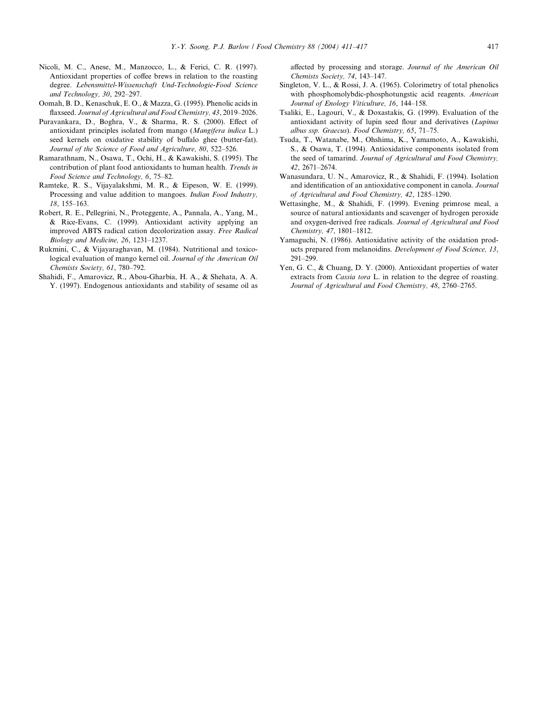Nicoli, M. C., Anese, M., Manzocco, L., & Ferici, C. R. (1997). Antioxidant properties of coffee brews in relation to the roasting degree. *Lebensmittel-Wissenschaft Und-Technologie-Food Science and Technology, 30*, 292–297.

Oomah, B. D., Kenaschuk, E. O., & Mazza, G. (1995). Phenolic acids in flaxseed. *Journal of Agricultural and Food Chemistry, 43*, 2019–2026.

Puravankara, D., Boghra, V., & Sharma, R. S. (2000). Effect of antioxidant principles isolated from mango (*Mangifera indica* L.) seed kernels on oxidative stability of buffalo ghee (butter-fat). *Journal of the Science of Food and Agriculture, 80*, 522–526.

Ramarathnam, N., Osawa, T., Ochi, H., & Kawakishi, S. (1995). The contribution of plant food antioxidants to human health. *Trends in Food Science and Technology, 6*, 75–82.

Ramteke, R. S., Vijayalakshmi, M. R., & Eipeson, W. E. (1999). Processing and value addition to mangoes. *Indian Food Industry, 18*, 155–163.

Robert, R. E., Pellegrini, N., Proteggente, A., Pannala, A., Yang, M., & Rice-Evans, C. (1999). Antioxidant activity applying an improved ABTS radical cation decolorization assay. *Free Radical Biology and Medicine, 26*, 1231–1237.

Rukmini, C., & Vijayaraghavan, M. (1984). Nutritional and toxicological evaluation of mango kernel oil. *Journal of the American Oil Chemists Society, 61*, 780–792.

Shahidi, F., Amarovicz, R., Abou-Gharbia, H. A., & Shehata, A. A. Y. (1997). Endogenous antioxidants and stability of sesame oil as affected by processing and storage. *Journal of the American Oil Chemists Society, 74*, 143–147.

Singleton, V. L., & Rossi, J. A. (1965). Colorimetry of total phenolics with phosphomolybdic-phosphotungstic acid reagents. *American Journal of Enology Viticulture, 16*, 144–158.

Tsaliki, E., Lagouri, V., & Doxastakis, G. (1999). Evaluation of the antioxidant activity of lupin seed flour and derivatives (*Lupinus albus ssp. Graecus*). *Food Chemistry, 65*, 71–75.

Tsuda, T., Watanabe, M., Ohshima, K., Yamamoto, A., Kawakishi, S., & Osawa, T. (1994). Antioxidative components isolated from the seed of tamarind. *Journal of Agricultural and Food Chemistry, 42*, 2671–2674.

Wanasundara, U. N., Amarovicz, R., & Shahidi, F. (1994). Isolation and identification of an antioxidative component in canola. *Journal of Agricultural and Food Chemistry, 42*, 1285–1290.

Wettasinghe, M., & Shahidi, F. (1999). Evening primrose meal, a source of natural antioxidants and scavenger of hydrogen peroxide and oxygen-derived free radicals. *Journal of Agricultural and Food Chemistry, 47*, 1801–1812.

Yamaguchi, N. (1986). Antioxidative activity of the oxidation products prepared from melanoidins. *Development of Food Science, 13*, 291–299.

Yen, G. C., & Chuang, D. Y. (2000). Antioxidant properties of water extracts from *Cassia tora* L. in relation to the degree of roasting. *Journal of Agricultural and Food Chemistry, 48*, 2760–2765.